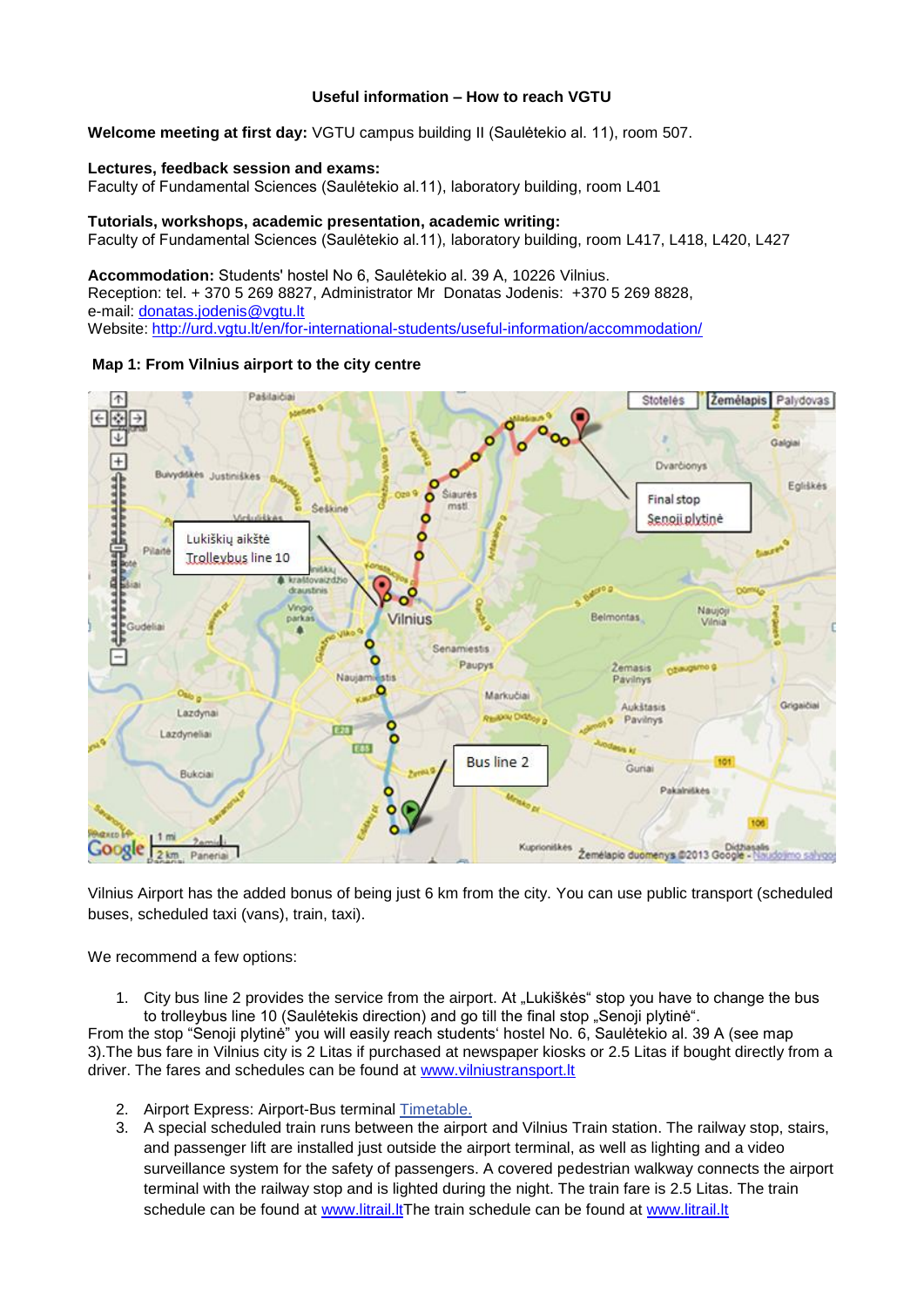**Useful information – How to reach VGTU**

**Welcome meeting at first day:** VGTU campus building II (Saulėtekio al. 11), room 507.

**Lectures, feedback session and exams:**
Faculty of Fundamental Sciences (Saulėtekio al.11), laboratory building, room L401

**Tutorials, workshops, academic presentation, academic writing:**
Faculty of Fundamental Sciences (Saulėtekio al.11), laboratory building, room L417, L418, L420, L427

**Accommodation:** Students' hostel No 6, Saulėtekio al. 39 A, 10226 Vilnius.
Reception: tel. + 370 5 269 8827, Administrator Mr Donatas Jodenis: +370 5 269 8828,
e-mail: donatas.jodenis@vgtu.lt
Website: http://urd.vgtu.lt/en/for-international-students/useful-information/accommodation/

**Map 1: From Vilnius airport to the city centre**

Vilnius Airport has the added bonus of being just 6 km from the city. You can use public transport (scheduled buses, scheduled taxi (vans), train, taxi).

We recommend a few options:

1. City bus line 2 provides the service from the airport. At „Lukiškės“ stop you have to change the bus to trolleybus line 10 (Saulėtekis direction) and go till the final stop „Senoji plytinė“.

From the stop “Senoji plytinė” you will easily reach students‘ hostel No. 6, Saulėtekio al. 39 A (see map 3).The bus fare in Vilnius city is 2 Litas if purchased at newspaper kiosks or 2.5 Litas if bought directly from a driver. The fares and schedules can be found at www.vilniustransport.lt

2. Airport Express: Airport-Bus terminal Timetable.
3. A special scheduled train runs between the airport and Vilnius Train station. The railway stop, stairs, and passenger lift are installed just outside the airport terminal, as well as lighting and a video surveillance system for the safety of passengers. A covered pedestrian walkway connects the airport terminal with the railway stop and is lighted during the night. The train fare is 2.5 Litas. The train schedule can be found at www.litrail.ltThe train schedule can be found at www.litrail.lt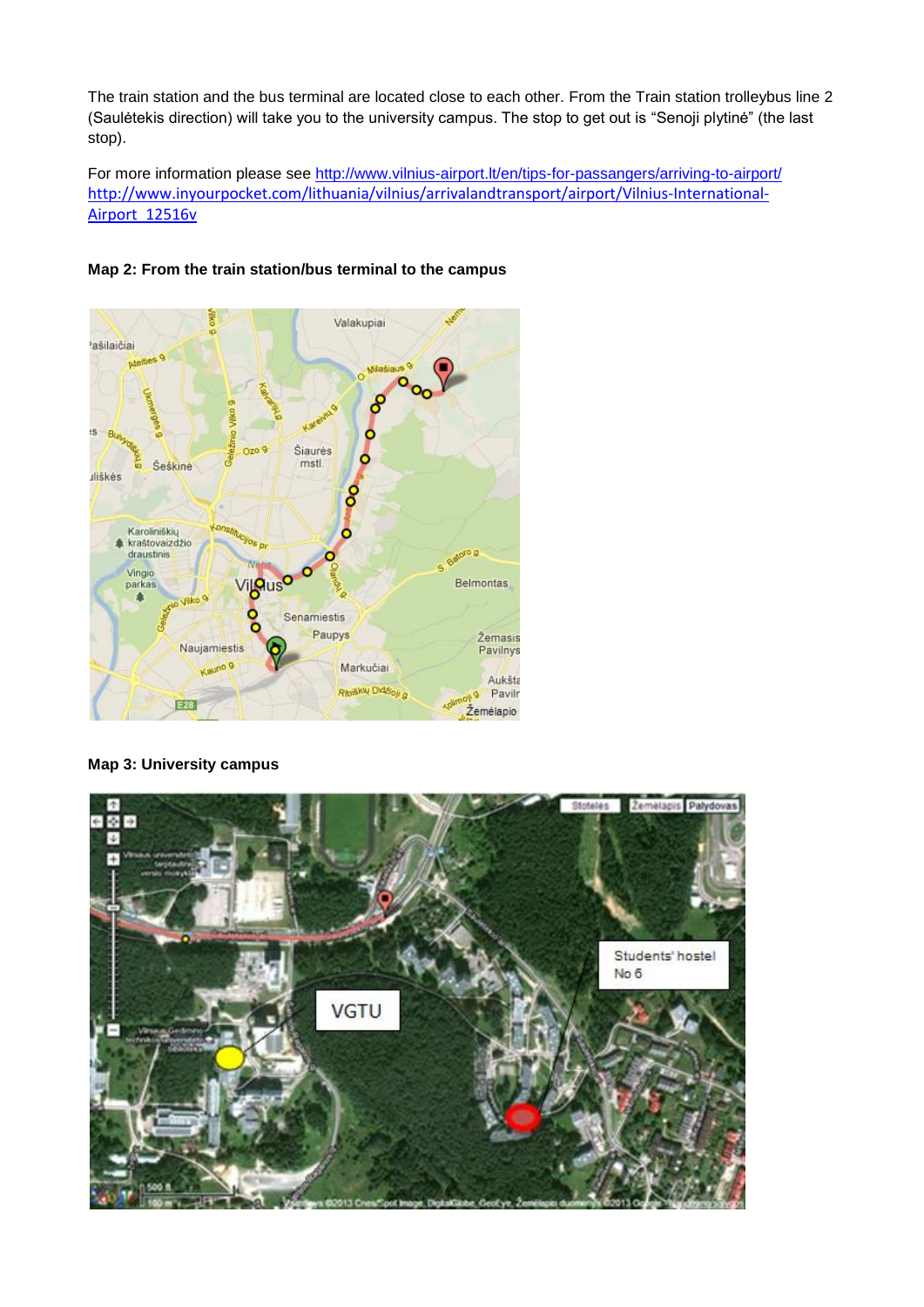The train station and the bus terminal are located close to each other. From the Train station trolleybus line 2 (Saulėtekis direction) will take you to the university campus. The stop to get out is "Senoji plytinė" (the last stop).

For more information please see http://www.vilnius-airport.lt/en/tips-for-passangers/arriving-to-airport/ http://www.inyourpocket.com/lithuania/vilnius/arrivalandtransport/airport/Vilnius-International-Airport_12516v

**Map 2: From the train station/bus terminal to the campus**

**Map 3: University campus**